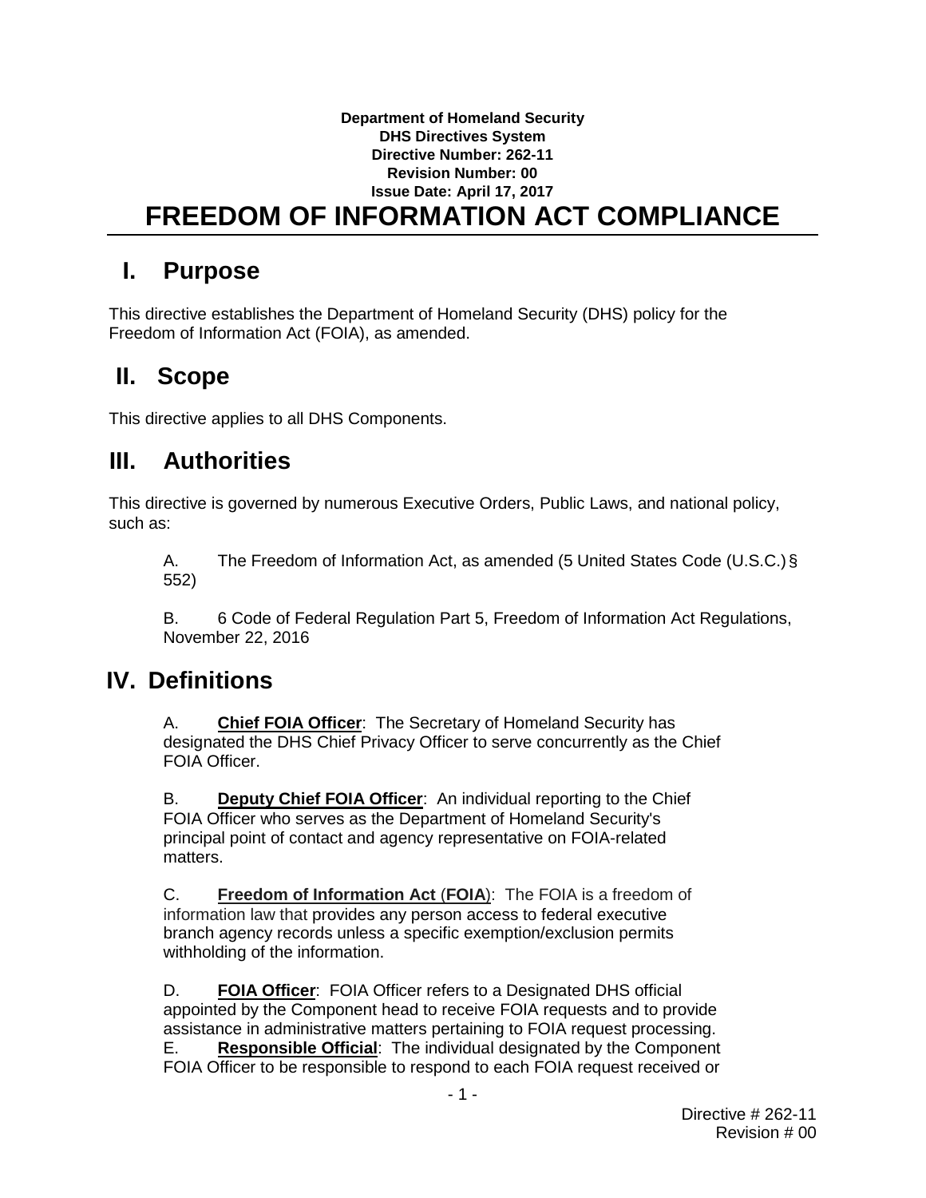**Department of Homeland Security**
**DHS Directives System**
**Directive Number: 262-11**
**Revision Number: 00**
**Issue Date: April 17, 2017**

# FREEDOM OF INFORMATION ACT COMPLIANCE

## I. Purpose

This directive establishes the Department of Homeland Security (DHS) policy for the Freedom of Information Act (FOIA), as amended.

## II. Scope

This directive applies to all DHS Components.

## III. Authorities

This directive is governed by numerous Executive Orders, Public Laws, and national policy, such as:

A. The Freedom of Information Act, as amended (5 United States Code (U.S.C.) § 552)

B. 6 Code of Federal Regulation Part 5, Freedom of Information Act Regulations, November 22, 2016

## IV. Definitions

A. **Chief FOIA Officer**: The Secretary of Homeland Security has designated the DHS Chief Privacy Officer to serve concurrently as the Chief FOIA Officer.

B. **Deputy Chief FOIA Officer**: An individual reporting to the Chief FOIA Officer who serves as the Department of Homeland Security's principal point of contact and agency representative on FOIA-related matters.

C. **Freedom of Information Act (FOIA)**: The FOIA is a freedom of information law that provides any person access to federal executive branch agency records unless a specific exemption/exclusion permits withholding of the information.

D. **FOIA Officer**: FOIA Officer refers to a Designated DHS official appointed by the Component head to receive FOIA requests and to provide assistance in administrative matters pertaining to FOIA request processing.

E. **Responsible Official**: The individual designated by the Component FOIA Officer to be responsible to respond to each FOIA request received or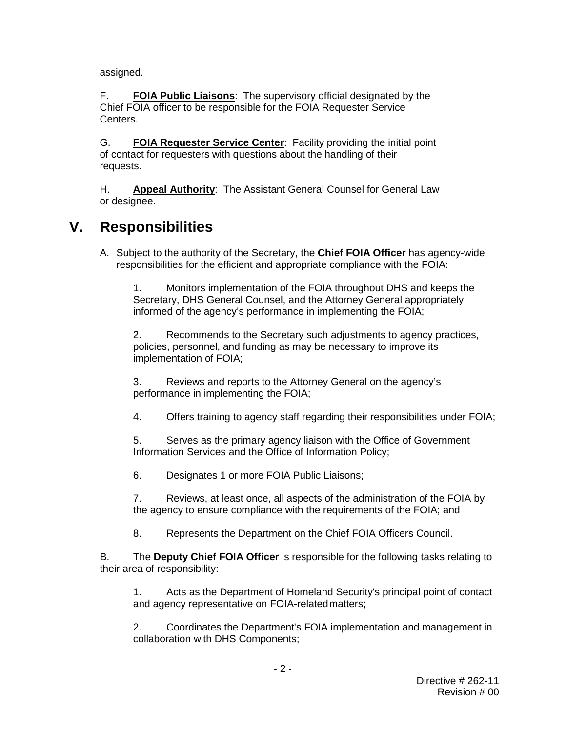assigned.

F. **FOIA Public Liaisons**: The supervisory official designated by the Chief FOIA officer to be responsible for the FOIA Requester Service Centers.

G. **FOIA Requester Service Center**: Facility providing the initial point of contact for requesters with questions about the handling of their requests.

H. **Appeal Authority**: The Assistant General Counsel for General Law or designee.

# V. Responsibilities

A. Subject to the authority of the Secretary, the **Chief FOIA Officer** has agency-wide responsibilities for the efficient and appropriate compliance with the FOIA:

1. Monitors implementation of the FOIA throughout DHS and keeps the Secretary, DHS General Counsel, and the Attorney General appropriately informed of the agency's performance in implementing the FOIA;

2. Recommends to the Secretary such adjustments to agency practices, policies, personnel, and funding as may be necessary to improve its implementation of FOIA;

3. Reviews and reports to the Attorney General on the agency's performance in implementing the FOIA;

4. Offers training to agency staff regarding their responsibilities under FOIA;

5. Serves as the primary agency liaison with the Office of Government Information Services and the Office of Information Policy;

6. Designates 1 or more FOIA Public Liaisons;

7. Reviews, at least once, all aspects of the administration of the FOIA by the agency to ensure compliance with the requirements of the FOIA; and

8. Represents the Department on the Chief FOIA Officers Council.

B. The **Deputy Chief FOIA Officer** is responsible for the following tasks relating to their area of responsibility:

1. Acts as the Department of Homeland Security's principal point of contact and agency representative on FOIA-related matters;

2. Coordinates the Department's FOIA implementation and management in collaboration with DHS Components;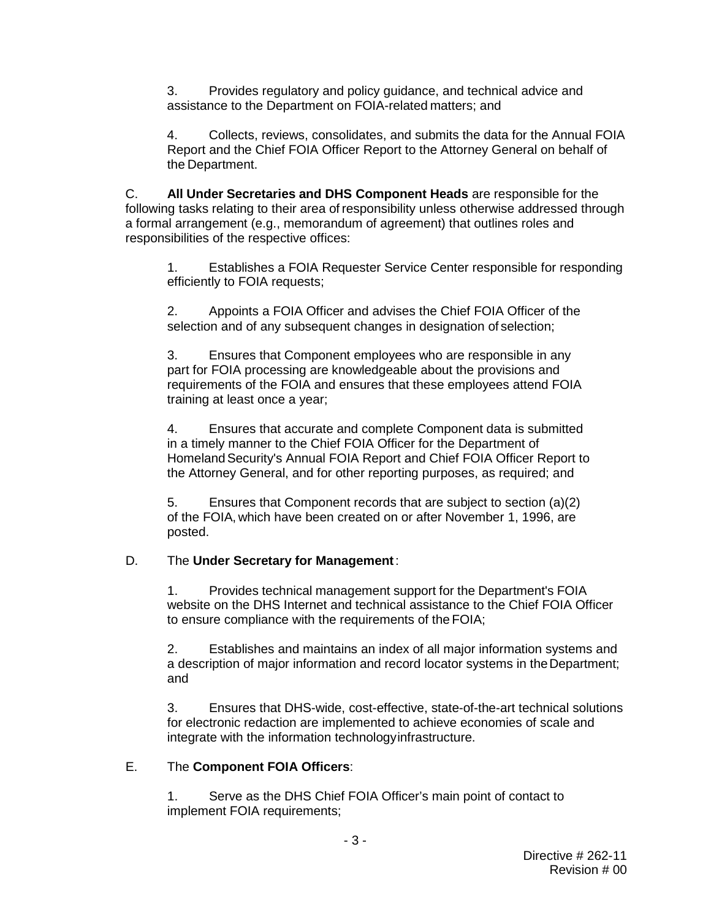3. Provides regulatory and policy guidance, and technical advice and assistance to the Department on FOIA-related matters; and

4. Collects, reviews, consolidates, and submits the data for the Annual FOIA Report and the Chief FOIA Officer Report to the Attorney General on behalf of the Department.

C. **All Under Secretaries and DHS Component Heads** are responsible for the following tasks relating to their area of responsibility unless otherwise addressed through a formal arrangement (e.g., memorandum of agreement) that outlines roles and responsibilities of the respective offices:

1. Establishes a FOIA Requester Service Center responsible for responding efficiently to FOIA requests;

2. Appoints a FOIA Officer and advises the Chief FOIA Officer of the selection and of any subsequent changes in designation of selection;

3. Ensures that Component employees who are responsible in any part for FOIA processing are knowledgeable about the provisions and requirements of the FOIA and ensures that these employees attend FOIA training at least once a year;

4. Ensures that accurate and complete Component data is submitted in a timely manner to the Chief FOIA Officer for the Department of Homeland Security's Annual FOIA Report and Chief FOIA Officer Report to the Attorney General, and for other reporting purposes, as required; and

5. Ensures that Component records that are subject to section (a)(2) of the FOIA, which have been created on or after November 1, 1996, are posted.

D. The **Under Secretary for Management**:

1. Provides technical management support for the Department's FOIA website on the DHS Internet and technical assistance to the Chief FOIA Officer to ensure compliance with the requirements of the FOIA;

2. Establishes and maintains an index of all major information systems and a description of major information and record locator systems in the Department; and

3. Ensures that DHS-wide, cost-effective, state-of-the-art technical solutions for electronic redaction are implemented to achieve economies of scale and integrate with the information technology infrastructure.

E. The **Component FOIA Officers**:

1. Serve as the DHS Chief FOIA Officer's main point of contact to implement FOIA requirements;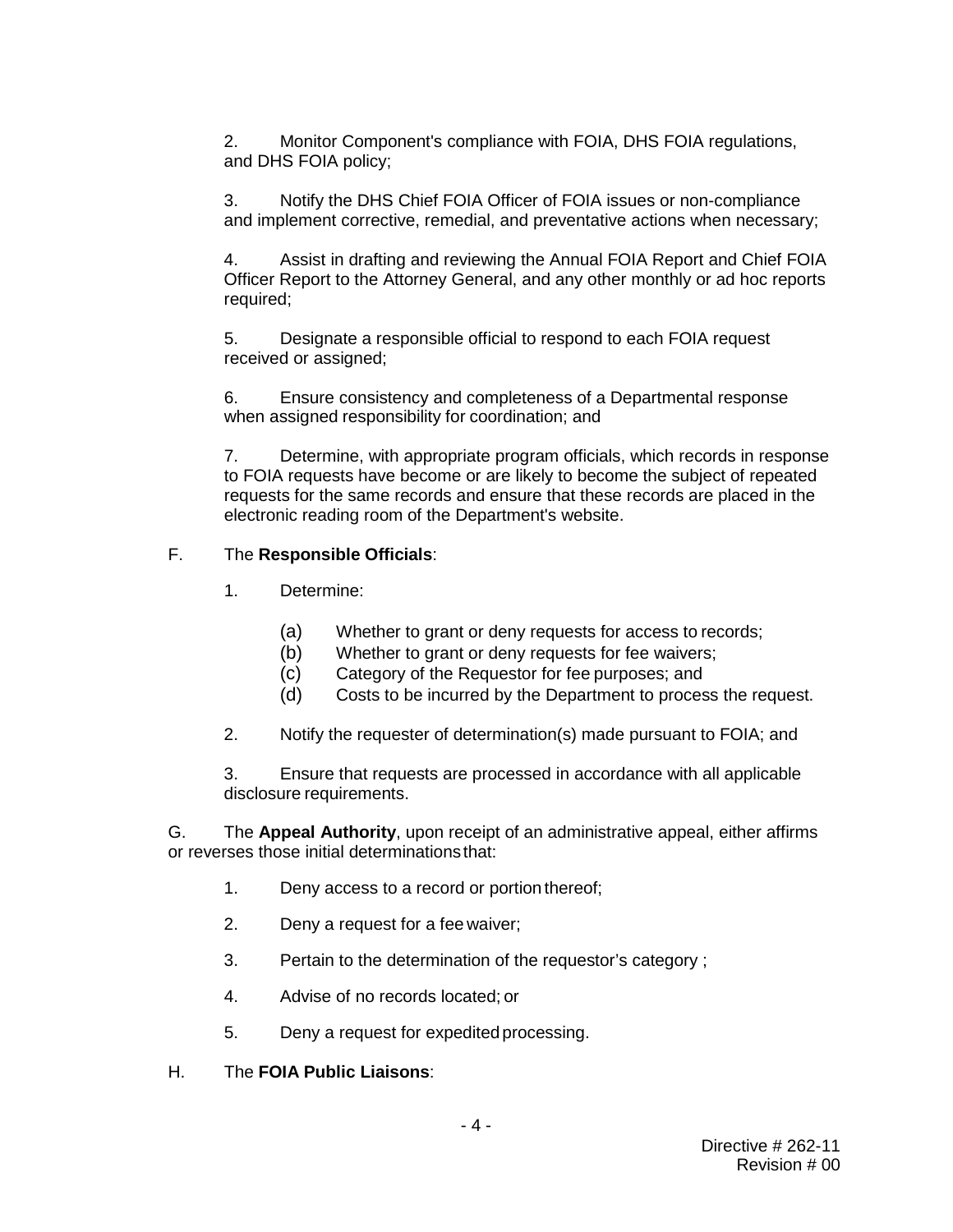2. Monitor Component's compliance with FOIA, DHS FOIA regulations, and DHS FOIA policy;

3. Notify the DHS Chief FOIA Officer of FOIA issues or non-compliance and implement corrective, remedial, and preventative actions when necessary;

4. Assist in drafting and reviewing the Annual FOIA Report and Chief FOIA Officer Report to the Attorney General, and any other monthly or ad hoc reports required;

5. Designate a responsible official to respond to each FOIA request received or assigned;

6. Ensure consistency and completeness of a Departmental response when assigned responsibility for coordination; and

7. Determine, with appropriate program officials, which records in response to FOIA requests have become or are likely to become the subject of repeated requests for the same records and ensure that these records are placed in the electronic reading room of the Department's website.

F. The **Responsible Officials**:

1. Determine:

   (a) Whether to grant or deny requests for access to records;
   (b) Whether to grant or deny requests for fee waivers;
   (c) Category of the Requestor for fee purposes; and
   (d) Costs to be incurred by the Department to process the request.

2. Notify the requester of determination(s) made pursuant to FOIA; and

3. Ensure that requests are processed in accordance with all applicable disclosure requirements.

G. The **Appeal Authority**, upon receipt of an administrative appeal, either affirms or reverses those initial determinations that:

1. Deny access to a record or portion thereof;

2. Deny a request for a fee waiver;

3. Pertain to the determination of the requestor's category ;

4. Advise of no records located; or

5. Deny a request for expedited processing.

H. The **FOIA Public Liaisons**: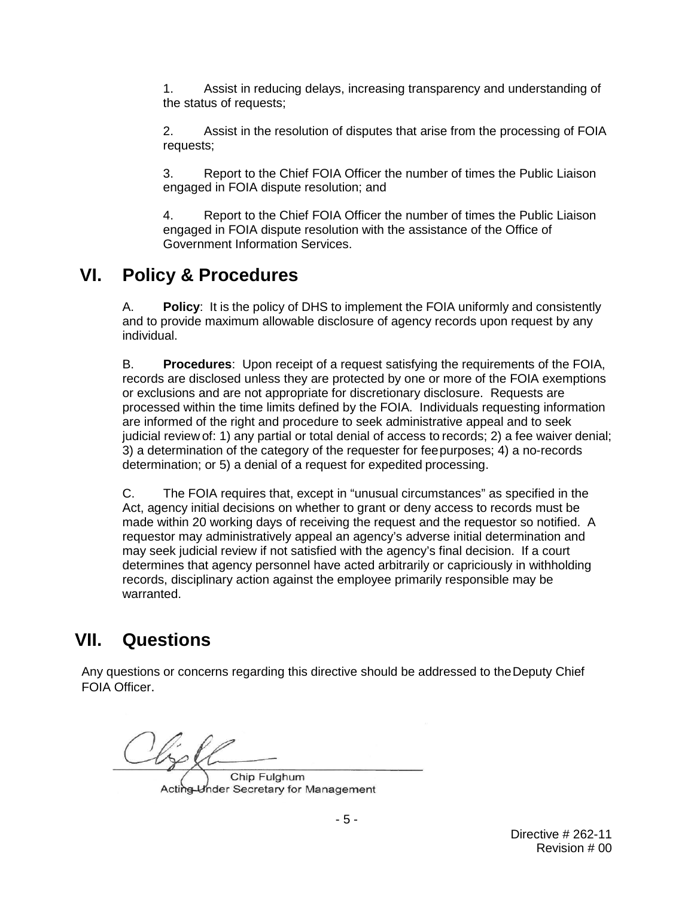1. Assist in reducing delays, increasing transparency and understanding of the status of requests;

2. Assist in the resolution of disputes that arise from the processing of FOIA requests;

3. Report to the Chief FOIA Officer the number of times the Public Liaison engaged in FOIA dispute resolution; and

4. Report to the Chief FOIA Officer the number of times the Public Liaison engaged in FOIA dispute resolution with the assistance of the Office of Government Information Services.

## VI. Policy & Procedures

A. **Policy**: It is the policy of DHS to implement the FOIA uniformly and consistently and to provide maximum allowable disclosure of agency records upon request by any individual.

B. **Procedures**: Upon receipt of a request satisfying the requirements of the FOIA, records are disclosed unless they are protected by one or more of the FOIA exemptions or exclusions and are not appropriate for discretionary disclosure. Requests are processed within the time limits defined by the FOIA. Individuals requesting information are informed of the right and procedure to seek administrative appeal and to seek judicial review of: 1) any partial or total denial of access to records; 2) a fee waiver denial; 3) a determination of the category of the requester for fee purposes; 4) a no-records determination; or 5) a denial of a request for expedited processing.

C. The FOIA requires that, except in "unusual circumstances" as specified in the Act, agency initial decisions on whether to grant or deny access to records must be made within 20 working days of receiving the request and the requestor so notified. A requestor may administratively appeal an agency's adverse initial determination and may seek judicial review if not satisfied with the agency's final decision. If a court determines that agency personnel have acted arbitrarily or capriciously in withholding records, disciplinary action against the employee primarily responsible may be warranted.

## VII. Questions

Any questions or concerns regarding this directive should be addressed to the Deputy Chief FOIA Officer.

Chip Fulghum
Acting Under Secretary for Management

Directive # 262-11
Revision # 00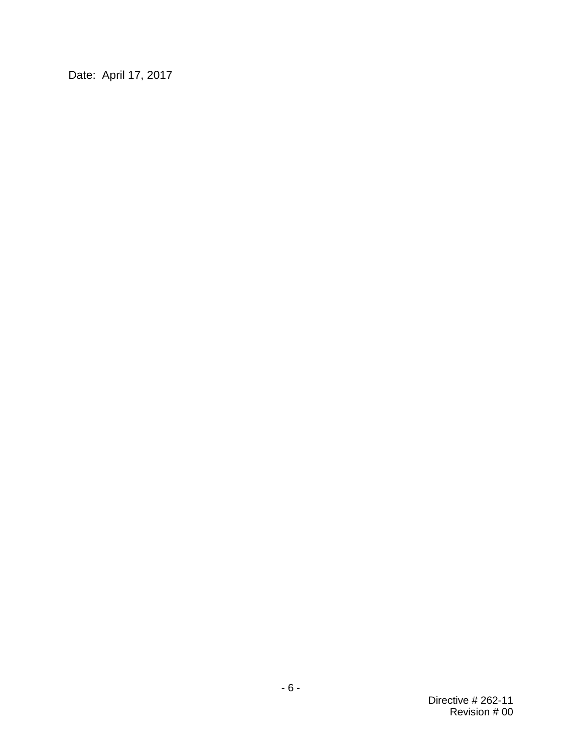Date:  April 17, 2017